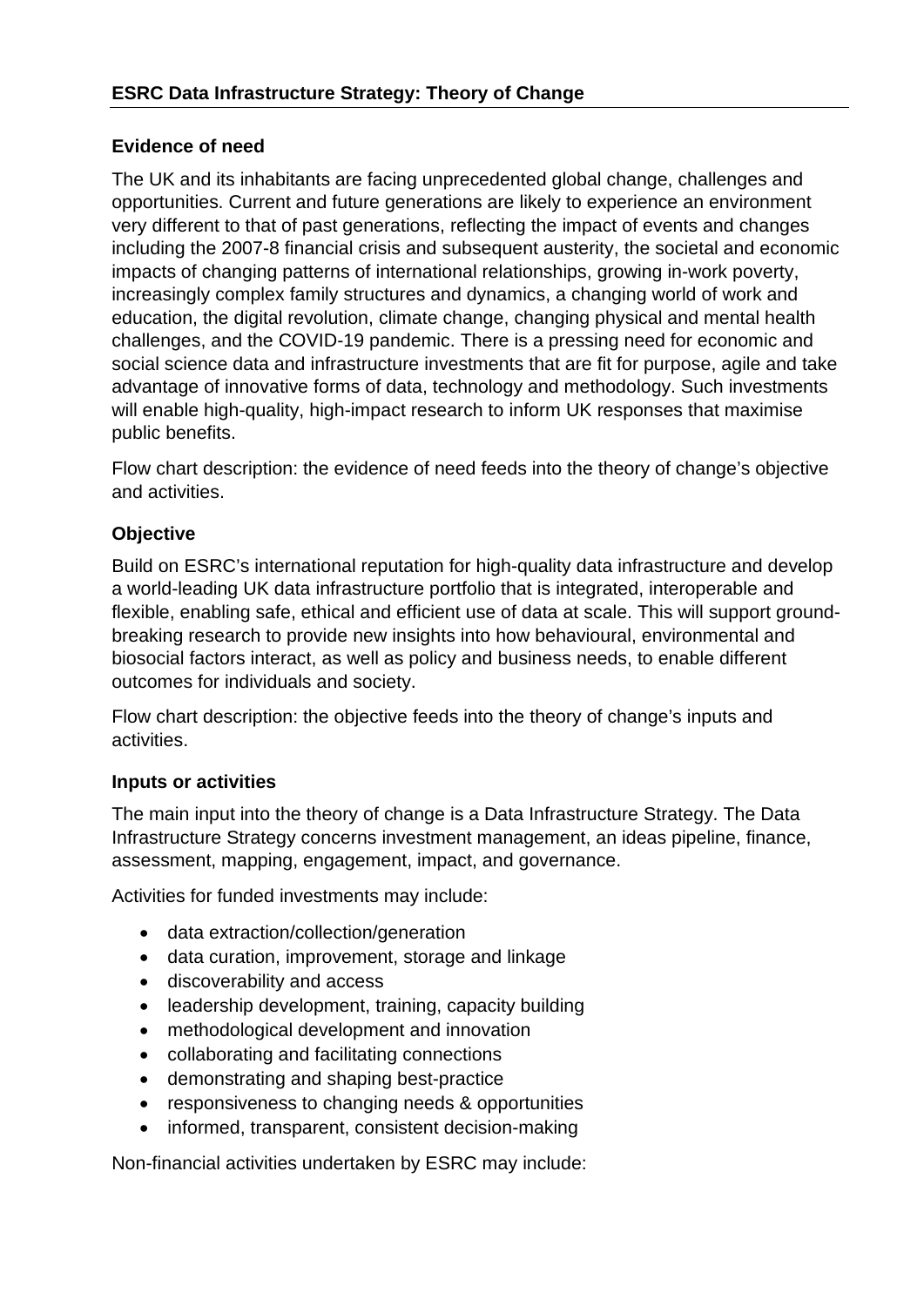# ESRC Data Infrastructure Strategy: Theory of Change

## Evidence of need

The UK and its inhabitants are facing unprecedented global change, challenges and opportunities. Current and future generations are likely to experience an environment very different to that of past generations, reflecting the impact of events and changes including the 2007-8 financial crisis and subsequent austerity, the societal and economic impacts of changing patterns of international relationships, growing in-work poverty, increasingly complex family structures and dynamics, a changing world of work and education, the digital revolution, climate change, changing physical and mental health challenges, and the COVID-19 pandemic. There is a pressing need for economic and social science data and infrastructure investments that are fit for purpose, agile and take advantage of innovative forms of data, technology and methodology. Such investments will enable high-quality, high-impact research to inform UK responses that maximise public benefits.

Flow chart description: the evidence of need feeds into the theory of change's objective and activities.

## Objective

Build on ESRC's international reputation for high-quality data infrastructure and develop a world-leading UK data infrastructure portfolio that is integrated, interoperable and flexible, enabling safe, ethical and efficient use of data at scale. This will support ground-breaking research to provide new insights into how behavioural, environmental and biosocial factors interact, as well as policy and business needs, to enable different outcomes for individuals and society.

Flow chart description: the objective feeds into the theory of change's inputs and activities.

## Inputs or activities

The main input into the theory of change is a Data Infrastructure Strategy. The Data Infrastructure Strategy concerns investment management, an ideas pipeline, finance, assessment, mapping, engagement, impact, and governance.

Activities for funded investments may include:

- data extraction/collection/generation
- data curation, improvement, storage and linkage
- discoverability and access
- leadership development, training, capacity building
- methodological development and innovation
- collaborating and facilitating connections
- demonstrating and shaping best-practice
- responsiveness to changing needs & opportunities
- informed, transparent, consistent decision-making

Non-financial activities undertaken by ESRC may include: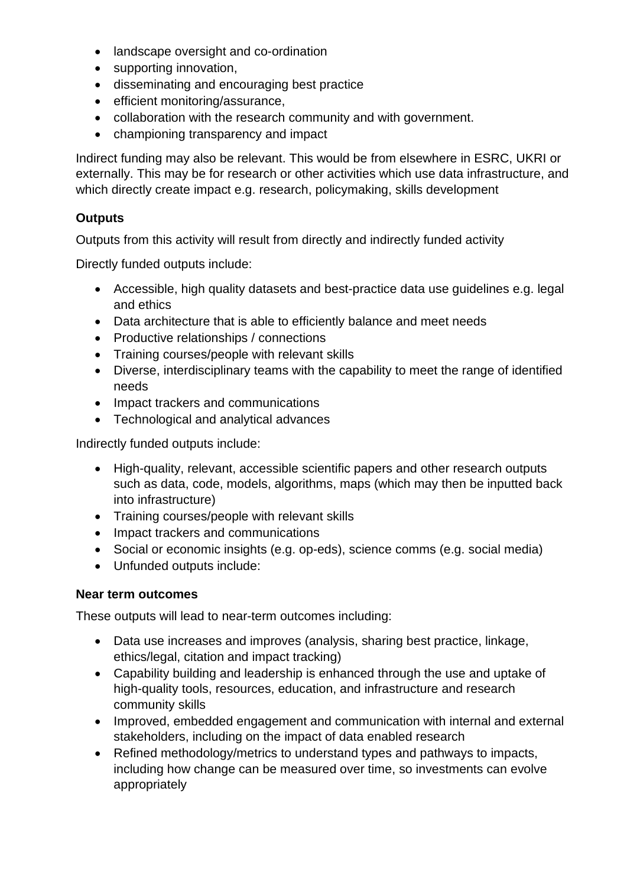- landscape oversight and co-ordination
- supporting innovation,
- disseminating and encouraging best practice
- efficient monitoring/assurance,
- collaboration with the research community and with government.
- championing transparency and impact

Indirect funding may also be relevant. This would be from elsewhere in ESRC, UKRI or externally. This may be for research or other activities which use data infrastructure, and which directly create impact e.g. research, policymaking, skills development

**Outputs**

Outputs from this activity will result from directly and indirectly funded activity

Directly funded outputs include:

- Accessible, high quality datasets and best-practice data use guidelines e.g. legal and ethics
- Data architecture that is able to efficiently balance and meet needs
- Productive relationships / connections
- Training courses/people with relevant skills
- Diverse, interdisciplinary teams with the capability to meet the range of identified needs
- Impact trackers and communications
- Technological and analytical advances

Indirectly funded outputs include:

- High-quality, relevant, accessible scientific papers and other research outputs such as data, code, models, algorithms, maps (which may then be inputted back into infrastructure)
- Training courses/people with relevant skills
- Impact trackers and communications
- Social or economic insights (e.g. op-eds), science comms (e.g. social media)
- Unfunded outputs include:

**Near term outcomes**

These outputs will lead to near-term outcomes including:

- Data use increases and improves (analysis, sharing best practice, linkage, ethics/legal, citation and impact tracking)
- Capability building and leadership is enhanced through the use and uptake of high-quality tools, resources, education, and infrastructure and research community skills
- Improved, embedded engagement and communication with internal and external stakeholders, including on the impact of data enabled research
- Refined methodology/metrics to understand types and pathways to impacts, including how change can be measured over time, so investments can evolve appropriately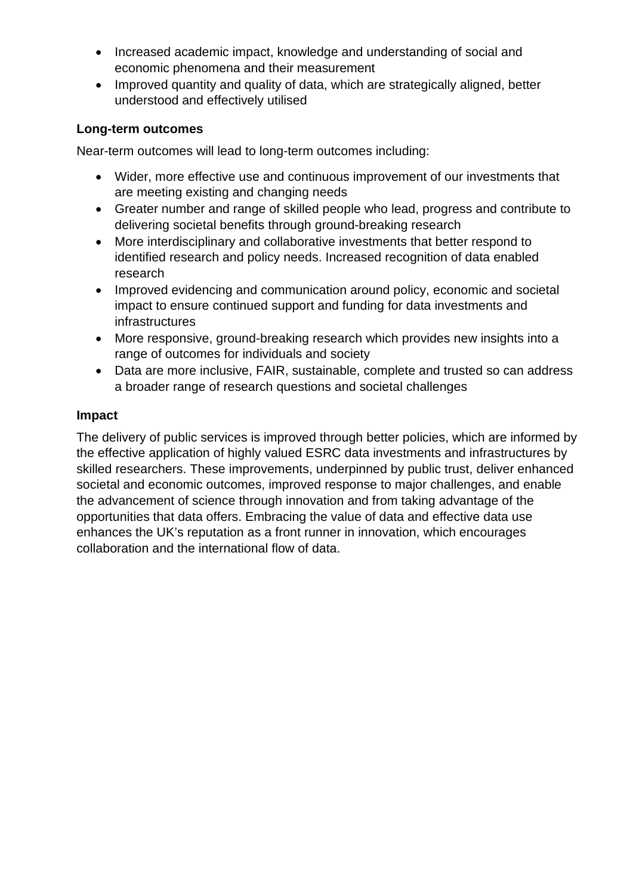- Increased academic impact, knowledge and understanding of social and economic phenomena and their measurement
- Improved quantity and quality of data, which are strategically aligned, better understood and effectively utilised

**Long-term outcomes**

Near-term outcomes will lead to long-term outcomes including:

- Wider, more effective use and continuous improvement of our investments that are meeting existing and changing needs
- Greater number and range of skilled people who lead, progress and contribute to delivering societal benefits through ground-breaking research
- More interdisciplinary and collaborative investments that better respond to identified research and policy needs. Increased recognition of data enabled research
- Improved evidencing and communication around policy, economic and societal impact to ensure continued support and funding for data investments and infrastructures
- More responsive, ground-breaking research which provides new insights into a range of outcomes for individuals and society
- Data are more inclusive, FAIR, sustainable, complete and trusted so can address a broader range of research questions and societal challenges

**Impact**

The delivery of public services is improved through better policies, which are informed by the effective application of highly valued ESRC data investments and infrastructures by skilled researchers. These improvements, underpinned by public trust, deliver enhanced societal and economic outcomes, improved response to major challenges, and enable the advancement of science through innovation and from taking advantage of the opportunities that data offers. Embracing the value of data and effective data use enhances the UK's reputation as a front runner in innovation, which encourages collaboration and the international flow of data.